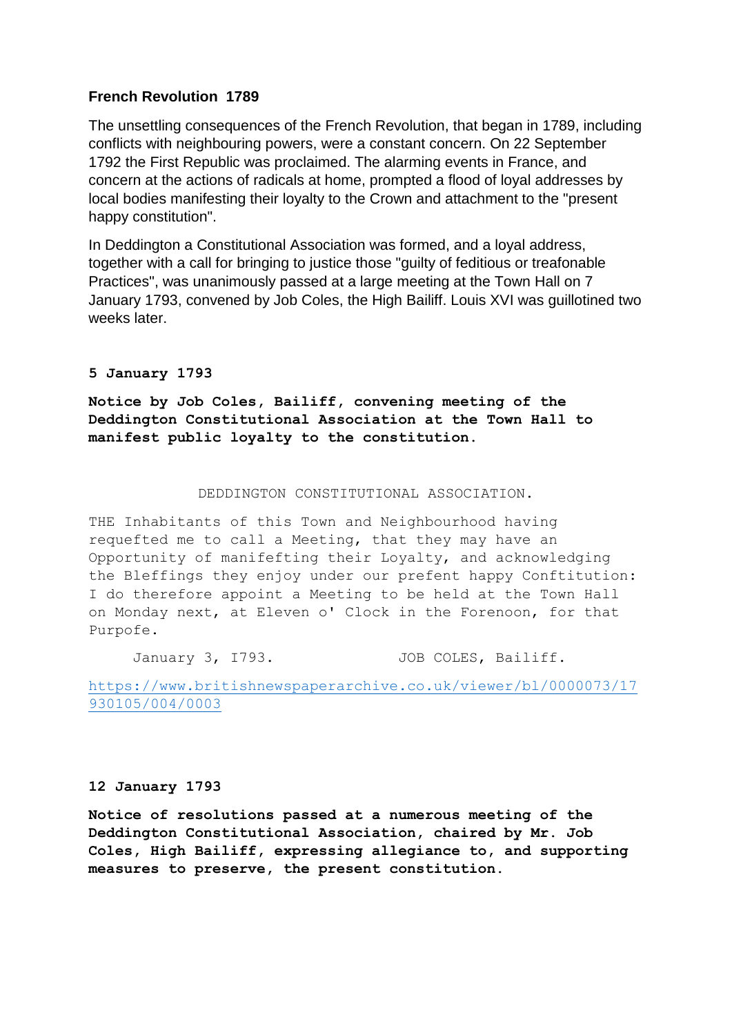**French Revolution 1789**

The unsettling consequences of the French Revolution, that began in 1789, including conflicts with neighbouring powers, were a constant concern. On 22 September 1792 the First Republic was proclaimed. The alarming events in France, and concern at the actions of radicals at home, prompted a flood of loyal addresses by local bodies manifesting their loyalty to the Crown and attachment to the "present happy constitution".

In Deddington a Constitutional Association was formed, and a loyal address, together with a call for bringing to justice those "guilty of feditious or treafonable Practices", was unanimously passed at a large meeting at the Town Hall on 7 January 1793, convened by Job Coles, the High Bailiff. Louis XVI was guillotined two weeks later.

**5 January 1793**

**Notice by Job Coles, Bailiff, convening meeting of the Deddington Constitutional Association at the Town Hall to manifest public loyalty to the constitution.**

DEDDINGTON CONSTITUTIONAL ASSOCIATION.

THE Inhabitants of this Town and Neighbourhood having requefted me to call a Meeting, that they may have an Opportunity of manifefting their Loyalty, and acknowledging the Bleffings they enjoy under our prefent happy Conftitution: I do therefore appoint a Meeting to be held at the Town Hall on Monday next, at Eleven o' Clock in the Forenoon, for that Purpofe.

January 3, I793. JOB COLES, Bailiff.

https://www.britishnewspaperarchive.co.uk/viewer/bl/0000073/17930105/004/0003

**12 January 1793**

**Notice of resolutions passed at a numerous meeting of the Deddington Constitutional Association, chaired by Mr. Job Coles, High Bailiff, expressing allegiance to, and supporting measures to preserve, the present constitution.**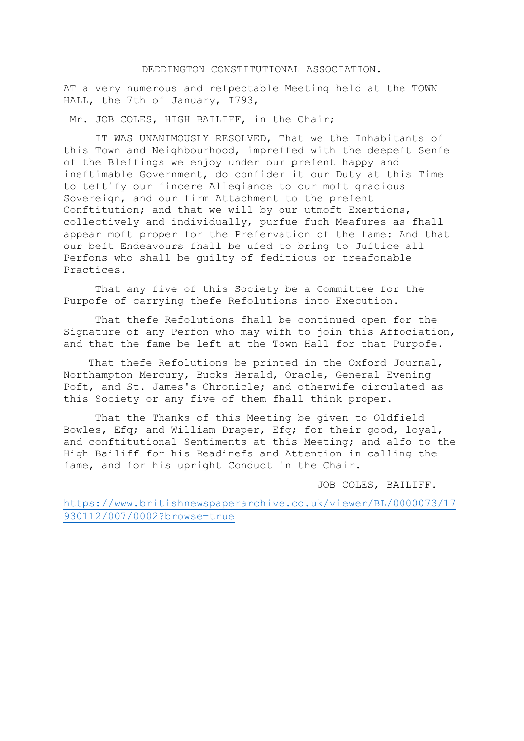DEDDINGTON CONSTITUTIONAL ASSOCIATION.

AT a very numerous and refpectable Meeting held at the TOWN HALL, the 7th of January, I793,

Mr. JOB COLES, HIGH BAILIFF, in the Chair;

IT WAS UNANIMOUSLY RESOLVED, That we the Inhabitants of this Town and Neighbourhood, impreffed with the deepeft Senfe of the Bleffings we enjoy under our prefent happy and ineftimable Government, do confider it our Duty at this Time to teftify our fincere Allegiance to our moft gracious Sovereign, and our firm Attachment to the prefent Conftitution; and that we will by our utmoft Exertions, collectively and individually, purfue fuch Meafures as fhall appear moft proper for the Prefervation of the fame: And that our beft Endeavours fhall be ufed to bring to Juftice all Perfons who shall be guilty of feditious or treafonable Practices.

That any five of this Society be a Committee for the Purpofe of carrying thefe Refolutions into Execution.

That thefe Refolutions fhall be continued open for the Signature of any Perfon who may wifh to join this Affociation, and that the fame be left at the Town Hall for that Purpofe.

That thefe Refolutions be printed in the Oxford Journal, Northampton Mercury, Bucks Herald, Oracle, General Evening Poft, and St. James's Chronicle; and otherwife circulated as this Society or any five of them fhall think proper.

That the Thanks of this Meeting be given to Oldfield Bowles, Efq; and William Draper, Efq; for their good, loyal, and conftitutional Sentiments at this Meeting; and alfo to the High Bailiff for his Readinefs and Attention in calling the fame, and for his upright Conduct in the Chair.

JOB COLES, BAILIFF.

https://www.britishnewspaperarchive.co.uk/viewer/BL/0000073/17930112/007/0002?browse=true